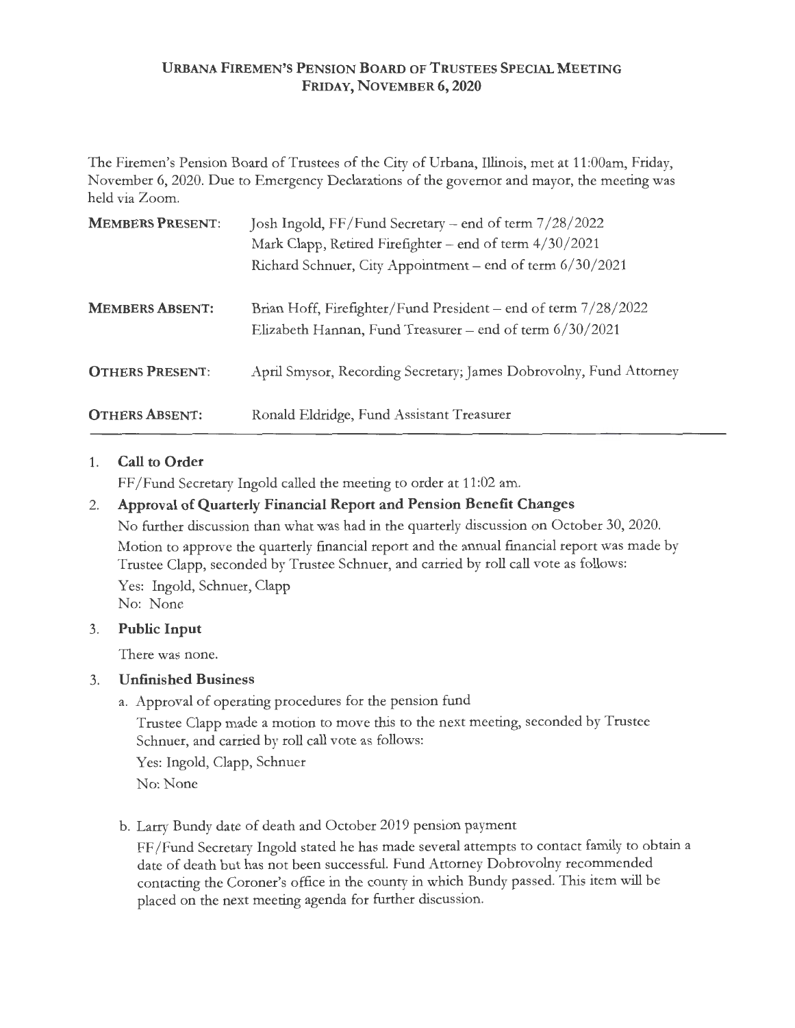# URBANA FIREMEN'S PENSION BOARD OF TRUSTEES SPECIAL MEETING
## FRIDAY, NOVEMBER 6, 2020

The Firemen's Pension Board of Trustees of the City of Urbana, Illinois, met at 11:00am, Friday, November 6, 2020. Due to Emergency Declarations of the governor and mayor, the meeting was held via Zoom.

| | |
|---|---|
| **MEMBERS PRESENT:** | Josh Ingold, FF/Fund Secretary – end of term 7/28/2022<br>Mark Clapp, Retired Firefighter – end of term 4/30/2021<br>Richard Schnuer, City Appointment – end of term 6/30/2021 |
| **MEMBERS ABSENT:** | Brian Hoff, Firefighter/Fund President – end of term 7/28/2022<br>Elizabeth Hannan, Fund Treasurer – end of term 6/30/2021 |
| **OTHERS PRESENT:** | April Smysor, Recording Secretary; James Dobrovolny, Fund Attorney |
| **OTHERS ABSENT:** | Ronald Eldridge, Fund Assistant Treasurer |

1. **Call to Order**

   FF/Fund Secretary Ingold called the meeting to order at 11:02 am.

2. **Approval of Quarterly Financial Report and Pension Benefit Changes**

   No further discussion than what was had in the quarterly discussion on October 30, 2020. Motion to approve the quarterly financial report and the annual financial report was made by Trustee Clapp, seconded by Trustee Schnuer, and carried by roll call vote as follows:

   Yes: Ingold, Schnuer, Clapp
   No: None

3. **Public Input**

   There was none.

3. **Unfinished Business**

   a. Approval of operating procedures for the pension fund

      Trustee Clapp made a motion to move this to the next meeting, seconded by Trustee Schnuer, and carried by roll call vote as follows:

      Yes: Ingold, Clapp, Schnuer

      No: None

   b. Larry Bundy date of death and October 2019 pension payment

      FF/Fund Secretary Ingold stated he has made several attempts to contact family to obtain a date of death but has not been successful. Fund Attorney Dobrovolny recommended contacting the Coroner's office in the county in which Bundy passed. This item will be placed on the next meeting agenda for further discussion.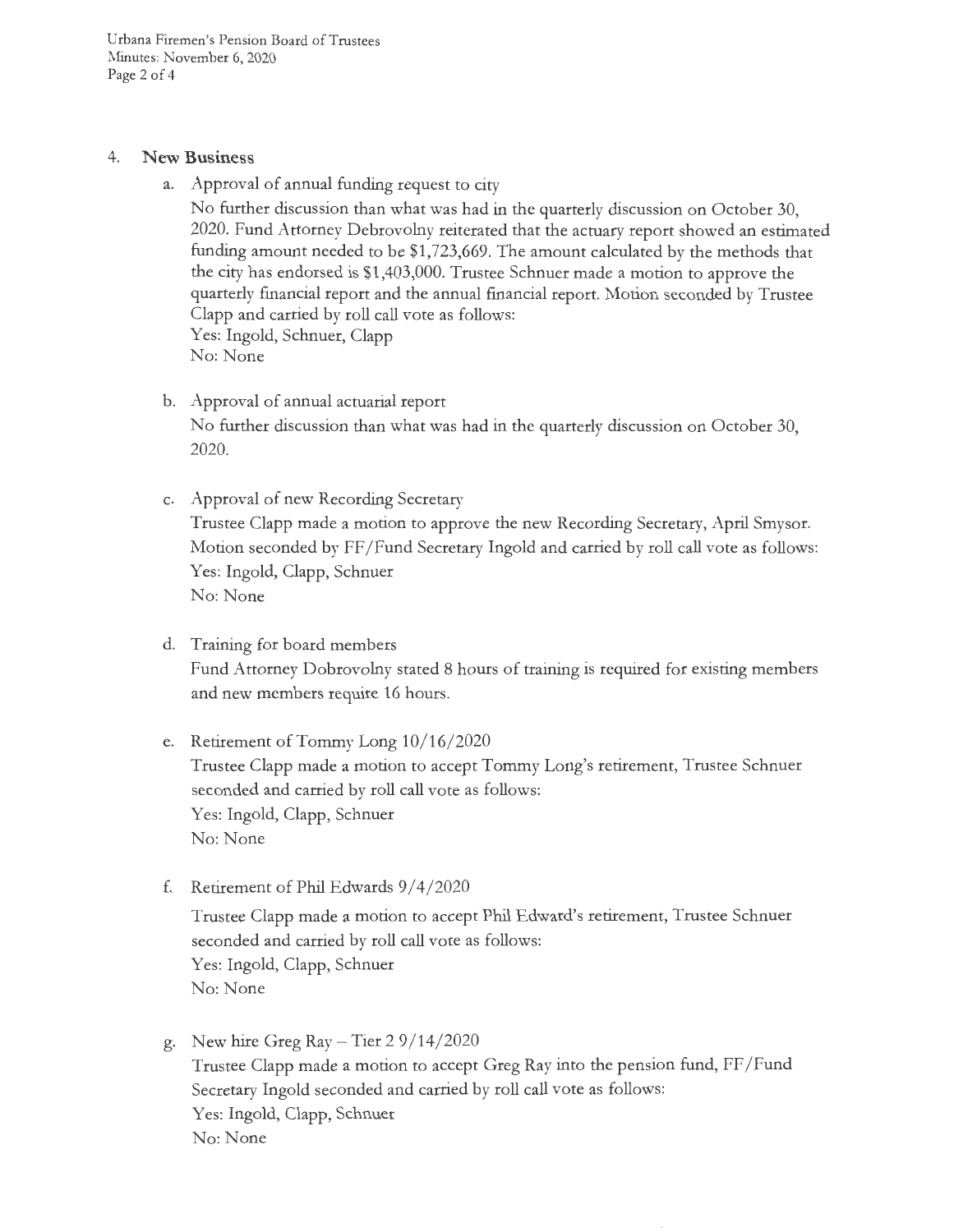4. **New Business**

   a. Approval of annual funding request to city

      No further discussion than what was had in the quarterly discussion on October 30, 2020. Fund Attorney Debrovolny reiterated that the actuary report showed an estimated funding amount needed to be $1,723,669. The amount calculated by the methods that the city has endorsed is $1,403,000. Trustee Schnuer made a motion to approve the quarterly financial report and the annual financial report. Motion seconded by Trustee Clapp and carried by roll call vote as follows:
      Yes: Ingold, Schnuer, Clapp
      No: None

   b. Approval of annual actuarial report

      No further discussion than what was had in the quarterly discussion on October 30, 2020.

   c. Approval of new Recording Secretary

      Trustee Clapp made a motion to approve the new Recording Secretary, April Smysor. Motion seconded by FF/Fund Secretary Ingold and carried by roll call vote as follows:
      Yes: Ingold, Clapp, Schnuer
      No: None

   d. Training for board members

      Fund Attorney Dobrovolny stated 8 hours of training is required for existing members and new members require 16 hours.

   e. Retirement of Tommy Long 10/16/2020

      Trustee Clapp made a motion to accept Tommy Long's retirement, Trustee Schnuer seconded and carried by roll call vote as follows:
      Yes: Ingold, Clapp, Schnuer
      No: None

   f. Retirement of Phil Edwards 9/4/2020

      Trustee Clapp made a motion to accept Phil Edward's retirement, Trustee Schnuer seconded and carried by roll call vote as follows:
      Yes: Ingold, Clapp, Schnuer
      No: None

   g. New hire Greg Ray – Tier 2 9/14/2020

      Trustee Clapp made a motion to accept Greg Ray into the pension fund, FF/Fund Secretary Ingold seconded and carried by roll call vote as follows:
      Yes: Ingold, Clapp, Schnuer
      No: None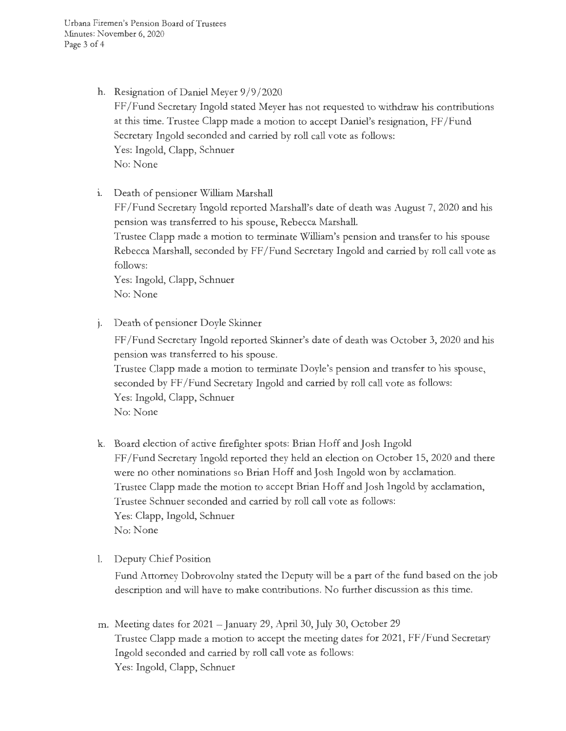h. Resignation of Daniel Meyer 9/9/2020

   FF/Fund Secretary Ingold stated Meyer has not requested to withdraw his contributions at this time. Trustee Clapp made a motion to accept Daniel's resignation, FF/Fund Secretary Ingold seconded and carried by roll call vote as follows:
   Yes: Ingold, Clapp, Schnuer
   No: None

i. Death of pensioner William Marshall

   FF/Fund Secretary Ingold reported Marshall's date of death was August 7, 2020 and his pension was transferred to his spouse, Rebecca Marshall.
   Trustee Clapp made a motion to terminate William's pension and transfer to his spouse Rebecca Marshall, seconded by FF/Fund Secretary Ingold and carried by roll call vote as follows:
   Yes: Ingold, Clapp, Schnuer
   No: None

j. Death of pensioner Doyle Skinner

   FF/Fund Secretary Ingold reported Skinner's date of death was October 3, 2020 and his pension was transferred to his spouse.
   Trustee Clapp made a motion to terminate Doyle's pension and transfer to his spouse, seconded by FF/Fund Secretary Ingold and carried by roll call vote as follows:
   Yes: Ingold, Clapp, Schnuer
   No: None

k. Board election of active firefighter spots: Brian Hoff and Josh Ingold

   FF/Fund Secretary Ingold reported they held an election on October 15, 2020 and there were no other nominations so Brian Hoff and Josh Ingold won by acclamation.
   Trustee Clapp made the motion to accept Brian Hoff and Josh Ingold by acclamation, Trustee Schnuer seconded and carried by roll call vote as follows:
   Yes: Clapp, Ingold, Schnuer
   No: None

l. Deputy Chief Position

   Fund Attorney Dobrovolny stated the Deputy will be a part of the fund based on the job description and will have to make contributions. No further discussion as this time.

m. Meeting dates for 2021 – January 29, April 30, July 30, October 29

   Trustee Clapp made a motion to accept the meeting dates for 2021, FF/Fund Secretary Ingold seconded and carried by roll call vote as follows:
   Yes: Ingold, Clapp, Schnuer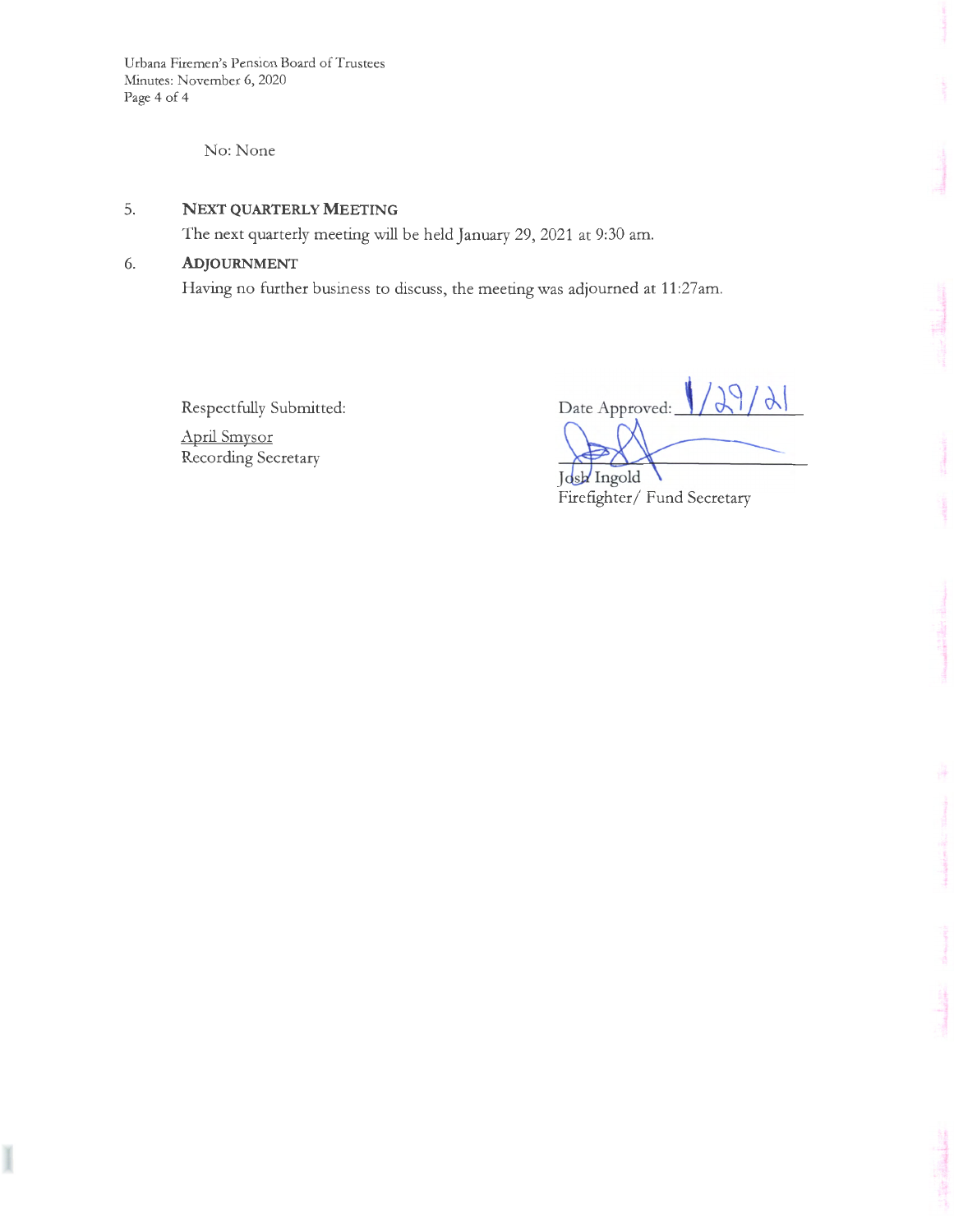No: None

5. **NEXT QUARTERLY MEETING**

   The next quarterly meeting will be held January 29, 2021 at 9:30 am.

6. **ADJOURNMENT**

   Having no further business to discuss, the meeting was adjourned at 11:27am.

Respectfully Submitted:

April Smysor
Recording Secretary

Date Approved: 1/29/21

Josh Ingold
Firefighter/ Fund Secretary